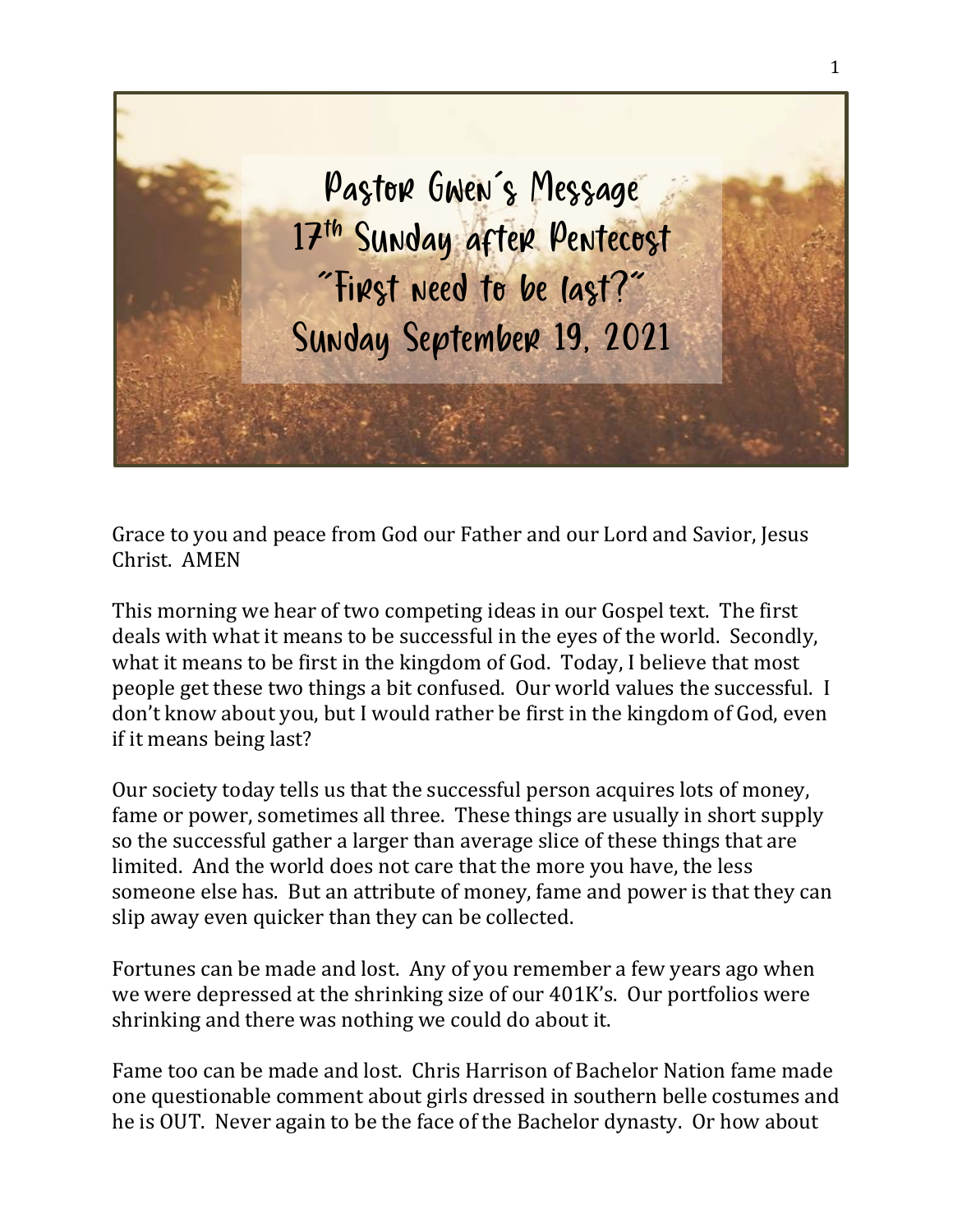# Pastor Gwen's Message
## 17th Sunday after Pentecost
## "First need to be last?"
## Sunday September 19, 2021

Grace to you and peace from God our Father and our Lord and Savior, Jesus Christ. AMEN

This morning we hear of two competing ideas in our Gospel text. The first deals with what it means to be successful in the eyes of the world. Secondly, what it means to be first in the kingdom of God. Today, I believe that most people get these two things a bit confused. Our world values the successful. I don't know about you, but I would rather be first in the kingdom of God, even if it means being last?

Our society today tells us that the successful person acquires lots of money, fame or power, sometimes all three. These things are usually in short supply so the successful gather a larger than average slice of these things that are limited. And the world does not care that the more you have, the less someone else has. But an attribute of money, fame and power is that they can slip away even quicker than they can be collected.

Fortunes can be made and lost. Any of you remember a few years ago when we were depressed at the shrinking size of our 401K's. Our portfolios were shrinking and there was nothing we could do about it.

Fame too can be made and lost. Chris Harrison of Bachelor Nation fame made one questionable comment about girls dressed in southern belle costumes and he is OUT. Never again to be the face of the Bachelor dynasty. Or how about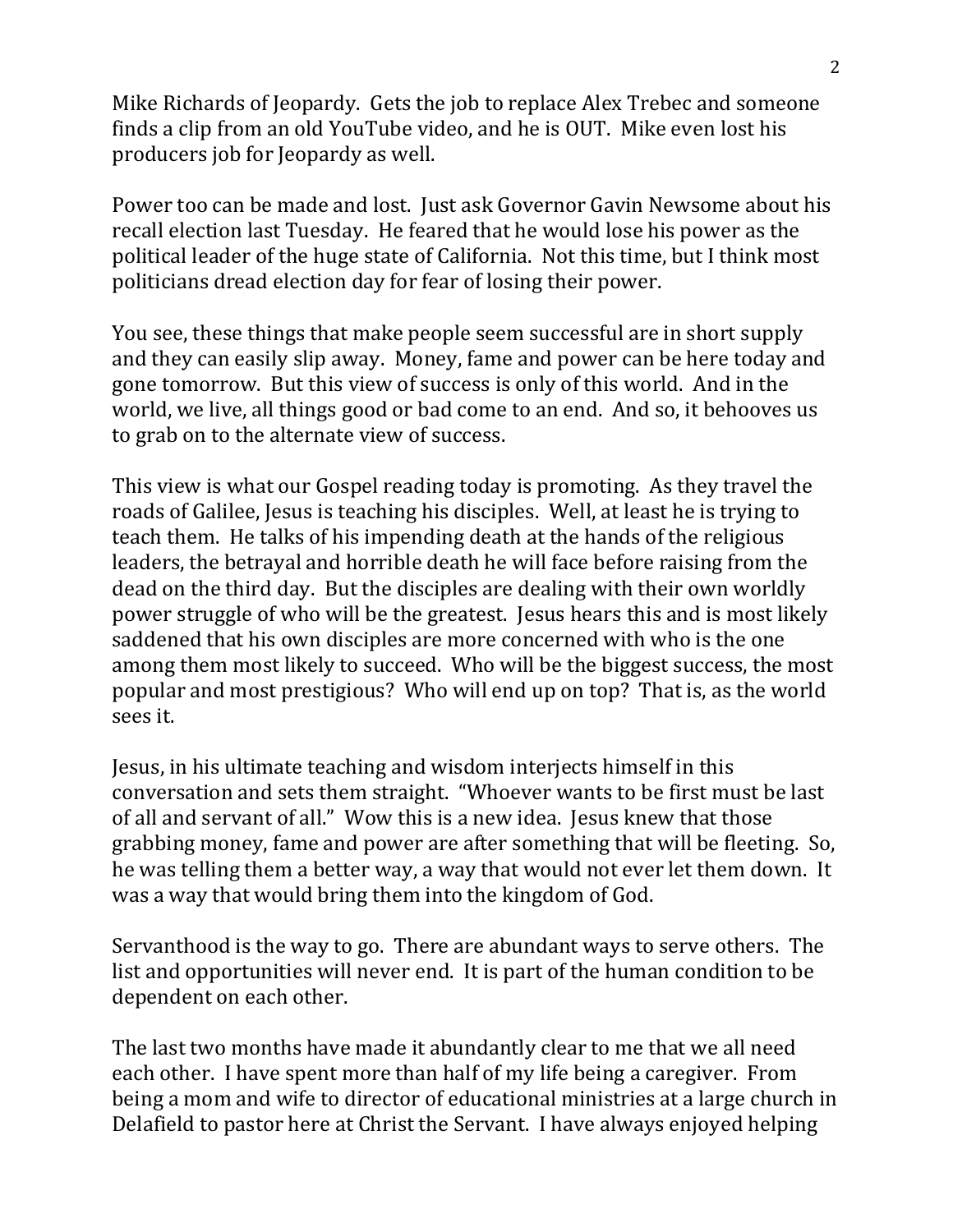Mike Richards of Jeopardy. Gets the job to replace Alex Trebec and someone finds a clip from an old YouTube video, and he is OUT. Mike even lost his producers job for Jeopardy as well.

Power too can be made and lost. Just ask Governor Gavin Newsome about his recall election last Tuesday. He feared that he would lose his power as the political leader of the huge state of California. Not this time, but I think most politicians dread election day for fear of losing their power.

You see, these things that make people seem successful are in short supply and they can easily slip away. Money, fame and power can be here today and gone tomorrow. But this view of success is only of this world. And in the world, we live, all things good or bad come to an end. And so, it behooves us to grab on to the alternate view of success.

This view is what our Gospel reading today is promoting. As they travel the roads of Galilee, Jesus is teaching his disciples. Well, at least he is trying to teach them. He talks of his impending death at the hands of the religious leaders, the betrayal and horrible death he will face before raising from the dead on the third day. But the disciples are dealing with their own worldly power struggle of who will be the greatest. Jesus hears this and is most likely saddened that his own disciples are more concerned with who is the one among them most likely to succeed. Who will be the biggest success, the most popular and most prestigious? Who will end up on top? That is, as the world sees it.

Jesus, in his ultimate teaching and wisdom interjects himself in this conversation and sets them straight. "Whoever wants to be first must be last of all and servant of all." Wow this is a new idea. Jesus knew that those grabbing money, fame and power are after something that will be fleeting. So, he was telling them a better way, a way that would not ever let them down. It was a way that would bring them into the kingdom of God.

Servanthood is the way to go. There are abundant ways to serve others. The list and opportunities will never end. It is part of the human condition to be dependent on each other.

The last two months have made it abundantly clear to me that we all need each other. I have spent more than half of my life being a caregiver. From being a mom and wife to director of educational ministries at a large church in Delafield to pastor here at Christ the Servant. I have always enjoyed helping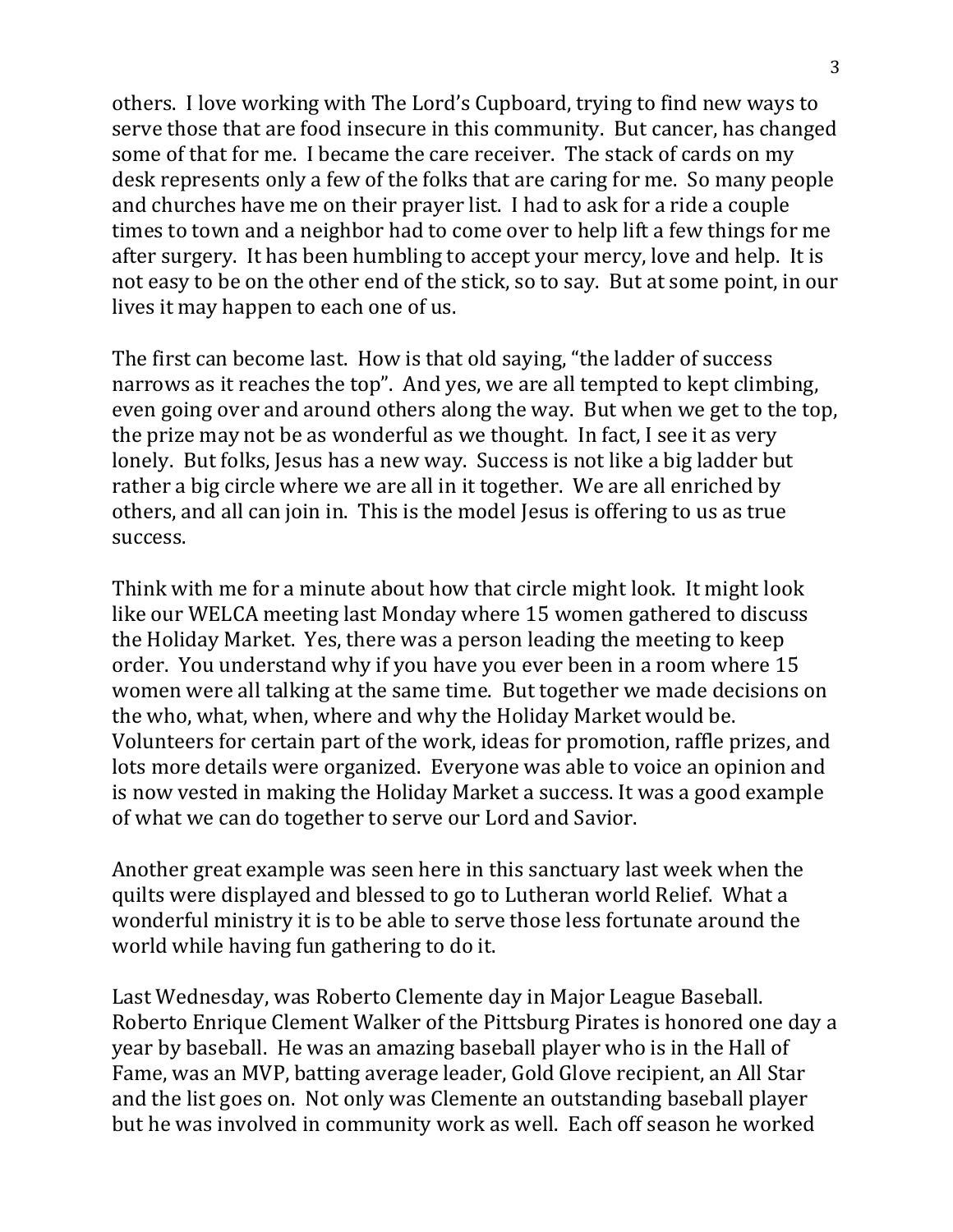others. I love working with The Lord's Cupboard, trying to find new ways to serve those that are food insecure in this community. But cancer, has changed some of that for me. I became the care receiver. The stack of cards on my desk represents only a few of the folks that are caring for me. So many people and churches have me on their prayer list. I had to ask for a ride a couple times to town and a neighbor had to come over to help lift a few things for me after surgery. It has been humbling to accept your mercy, love and help. It is not easy to be on the other end of the stick, so to say. But at some point, in our lives it may happen to each one of us.

The first can become last. How is that old saying, "the ladder of success narrows as it reaches the top". And yes, we are all tempted to kept climbing, even going over and around others along the way. But when we get to the top, the prize may not be as wonderful as we thought. In fact, I see it as very lonely. But folks, Jesus has a new way. Success is not like a big ladder but rather a big circle where we are all in it together. We are all enriched by others, and all can join in. This is the model Jesus is offering to us as true success.

Think with me for a minute about how that circle might look. It might look like our WELCA meeting last Monday where 15 women gathered to discuss the Holiday Market. Yes, there was a person leading the meeting to keep order. You understand why if you have you ever been in a room where 15 women were all talking at the same time. But together we made decisions on the who, what, when, where and why the Holiday Market would be. Volunteers for certain part of the work, ideas for promotion, raffle prizes, and lots more details were organized. Everyone was able to voice an opinion and is now vested in making the Holiday Market a success. It was a good example of what we can do together to serve our Lord and Savior.

Another great example was seen here in this sanctuary last week when the quilts were displayed and blessed to go to Lutheran world Relief. What a wonderful ministry it is to be able to serve those less fortunate around the world while having fun gathering to do it.

Last Wednesday, was Roberto Clemente day in Major League Baseball. Roberto Enrique Clement Walker of the Pittsburg Pirates is honored one day a year by baseball. He was an amazing baseball player who is in the Hall of Fame, was an MVP, batting average leader, Gold Glove recipient, an All Star and the list goes on. Not only was Clemente an outstanding baseball player but he was involved in community work as well. Each off season he worked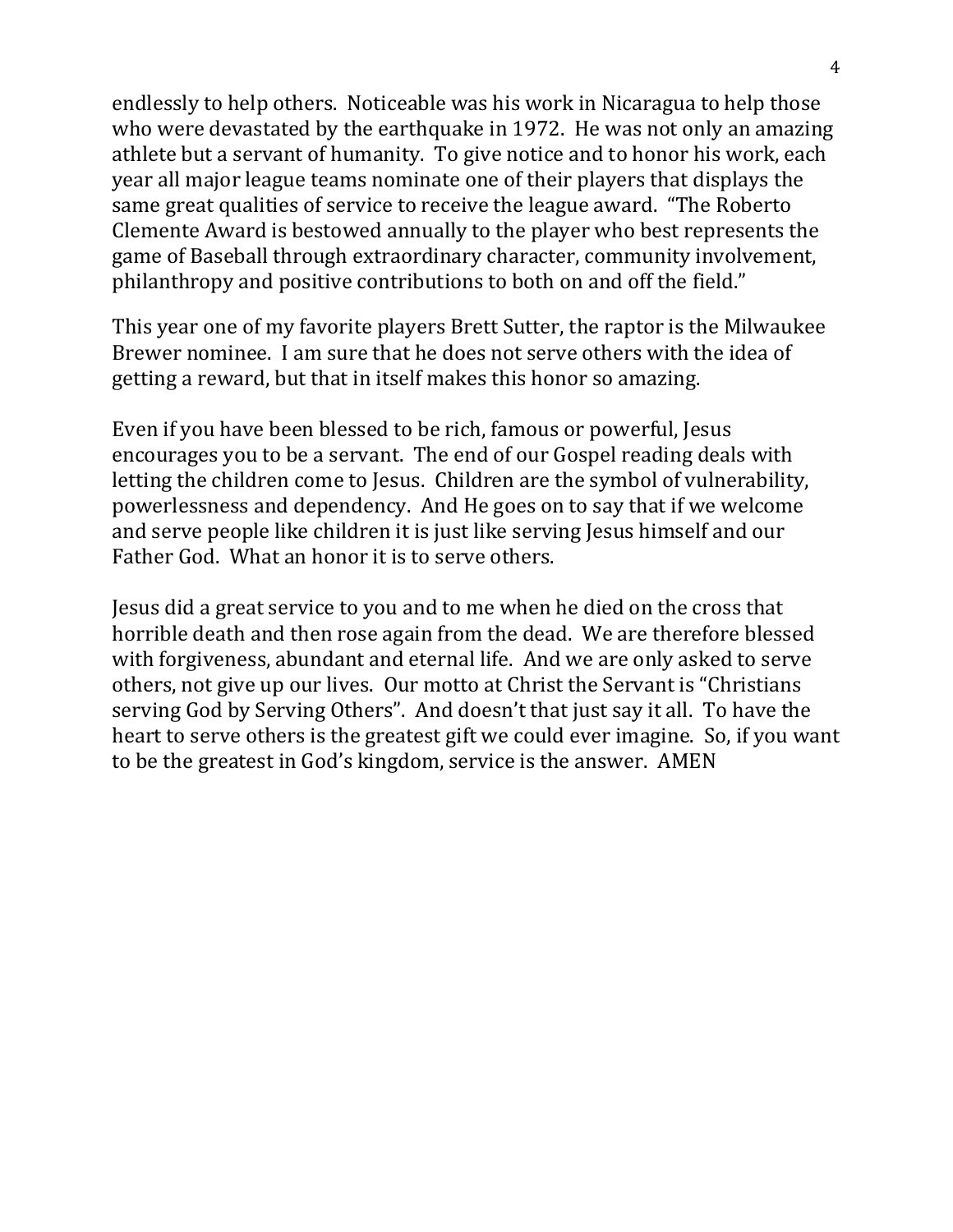endlessly to help others. Noticeable was his work in Nicaragua to help those who were devastated by the earthquake in 1972. He was not only an amazing athlete but a servant of humanity. To give notice and to honor his work, each year all major league teams nominate one of their players that displays the same great qualities of service to receive the league award. "The Roberto Clemente Award is bestowed annually to the player who best represents the game of Baseball through extraordinary character, community involvement, philanthropy and positive contributions to both on and off the field."

This year one of my favorite players Brett Sutter, the raptor is the Milwaukee Brewer nominee. I am sure that he does not serve others with the idea of getting a reward, but that in itself makes this honor so amazing.

Even if you have been blessed to be rich, famous or powerful, Jesus encourages you to be a servant. The end of our Gospel reading deals with letting the children come to Jesus. Children are the symbol of vulnerability, powerlessness and dependency. And He goes on to say that if we welcome and serve people like children it is just like serving Jesus himself and our Father God. What an honor it is to serve others.

Jesus did a great service to you and to me when he died on the cross that horrible death and then rose again from the dead. We are therefore blessed with forgiveness, abundant and eternal life. And we are only asked to serve others, not give up our lives. Our motto at Christ the Servant is "Christians serving God by Serving Others". And doesn't that just say it all. To have the heart to serve others is the greatest gift we could ever imagine. So, if you want to be the greatest in God's kingdom, service is the answer. AMEN